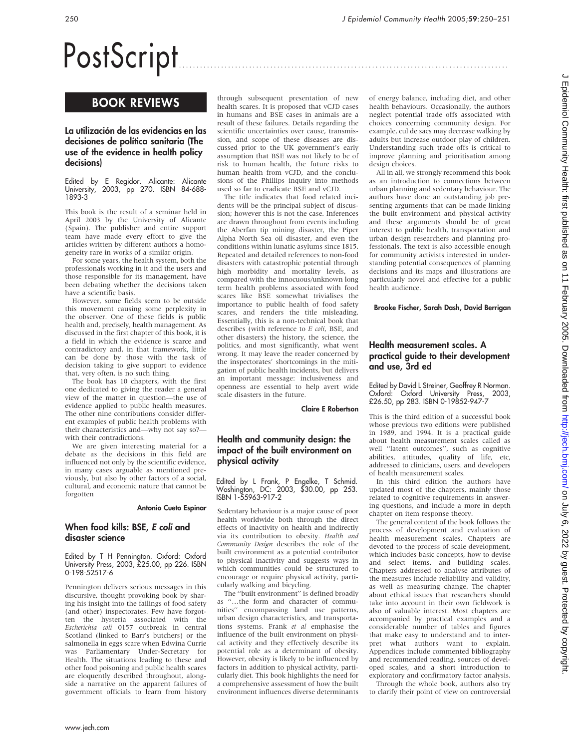# PostScript

## BOOK REVIEWS

### La utilización de las evidencias en las decisiones de política sanitaria (The use of the evidence in health policy decisions)

Edited by E Regidor. Alicante: Alicante University, 2003, pp 270. ISBN 84-688-1893-3

This book is the result of a seminar held in April 2003 by the University of Alicante (Spain). The publisher and entire support team have made every effort to give the articles written by different authors a homogeneity rare in works of a similar origin.

For some years, the health system, both the professionals working in it and the users and those responsible for its management, have been debating whether the decisions taken have a scientific basis.

However, some fields seem to be outside this movement causing some perplexity in the observer. One of these fields is public health and, precisely, health management. As discussed in the first chapter of this book, it is a field in which the evidence is scarce and contradictory and, in that framework, little can be done by those with the task of decision taking to give support to evidence that, very often, is no such thing.

The book has 10 chapters, with the first one dedicated to giving the reader a general view of the matter in question—the use of evidence applied to public health measures. The other nine contributions consider different examples of public health problems with their characteristics and—why not say so?—with their contradictions.

We are given interesting material for a debate as the decisions in this field are influenced not only by the scientific evidence, in many cases arguable as mentioned previously, but also by other factors of a social, cultural, and economic nature that cannot be forgotten

**Antonio Cueto Espinar**

### When food kills: BSE, *E coli* and disaster science

Edited by T H Pennington. Oxford: Oxford University Press, 2003, £25.00, pp 226. ISBN 0-198-52517-6

Pennington delivers serious messages in this discursive, thought provoking book by sharing his insight into the failings of food safety (and other) inspectorates. Few have forgotten the hysteria associated with the *Escherichia coli* 0157 outbreak in central Scotland (linked to Barr's butchers) or the salmonella in eggs scare when Edwina Currie was Parliamentary Under-Secretary for Health. The situations leading to these and other food poisoning and public health scares are eloquently described throughout, alongside a narrative on the apparent failures of government officials to learn from history through subsequent presentation of new health scares. It is proposed that vCJD cases in humans and BSE cases in animals are a result of these failures. Details regarding the scientific uncertainties over cause, transmission, and scope of these diseases are discussed prior to the UK government's early assumption that BSE was not likely to be of risk to human health, the future risks to human health from vCJD, and the conclusions of the Phillips inquiry into methods used so far to eradicate BSE and vCJD.

The title indicates that food related incidents will be the principal subject of discussion; however this is not the case. Inferences are drawn throughout from events including the Aberfan tip mining disaster, the Piper Alpha North Sea oil disaster, and even the conditions within lunatic asylums since 1815. Repeated and detailed references to non-food disasters with catastrophic potential through high morbidity and mortality levels, as compared with the innocuous/unknown long term health problems associated with food scares like BSE somewhat trivialises the importance to public health of food safety scares, and renders the title misleading. Essentially, this is a non-technical book that describes (with reference to *E coli*, BSE, and other disasters) the history, the science, the politics, and most significantly, what went wrong. It may leave the reader concerned by the inspectorates' shortcomings in the mitigation of public health incidents, but delivers an important message: inclusiveness and openness are essential to help avert wide scale disasters in the future.

**Claire E Robertson**

### Health and community design: the impact of the built environment on physical activity

Edited by L Frank, P Engelke, T Schmid. Washington, DC: 2003, $30.00, pp 253. ISBN 1-55963-917-2

Sedentary behaviour is a major cause of poor health worldwide both through the direct effects of inactivity on health and indirectly via its contribution to obesity. *Health and Community Design* describes the role of the built environment as a potential contributor to physical inactivity and suggests ways in which communities could be structured to encourage or require physical activity, particularly walking and bicycling.

The "built environment" is defined broadly as "…the form and character of communities" encompassing land use patterns, urban design characteristics, and transportations systems. Frank *et al* emphasise the influence of the built environment on physical activity and they effectively describe its potential role as a determinant of obesity. However, obesity is likely to be influenced by factors in addition to physical activity, particularly diet. This book highlights the need for a comprehensive assessment of how the built environment influences diverse determinants of energy balance, including diet, and other health behaviours. Occasionally, the authors neglect potential trade offs associated with choices concerning community design. For example, cul de sacs may decrease walking by adults but increase outdoor play of children. Understanding such trade offs is critical to improve planning and prioritisation among design choices.

All in all, we strongly recommend this book as an introduction to connections between urban planning and sedentary behaviour. The authors have done an outstanding job presenting arguments that can be made linking the built environment and physical activity and these arguments should be of great interest to public health, transportation and urban design researchers and planning professionals. The text is also accessible enough for community activists interested in understanding potential consequences of planning decisions and its maps and illustrations are particularly novel and effective for a public health audience.

**Brooke Fischer, Sarah Dash, David Berrigan**

### Health measurement scales. A practical guide to their development and use, 3rd ed

Edited by David L Streiner, Geoffrey R Norman. Oxford: Oxford University Press, 2003, £26.50, pp 283. ISBN 0-19852-947-7

This is the third edition of a successful book whose previous two editions were published in 1989, and 1994. It is a practical guide about health measurement scales called as well "latent outcomes", such as cognitive abilities, attitudes, quality of life, etc, addressed to clinicians, users. and developers of health measurement scales.

In this third edition the authors have updated most of the chapters, mainly those related to cognitive requirements in answering questions, and include a more in depth chapter on item response theory.

The general content of the book follows the process of development and evaluation of health measurement scales. Chapters are devoted to the process of scale development, which includes basic concepts, how to devise and select items, and building scales. Chapters addressed to analyse attributes of the measures include reliability and validity, as well as measuring change. The chapter about ethical issues that researchers should take into account in their own fieldwork is also of valuable interest. Most chapters are accompanied by practical examples and a considerable number of tables and figures that make easy to understand and to interpret what authors want to explain. Appendices include commented bibliography and recommended reading, sources of developed scales, and a short introduction to exploratory and confirmatory factor analysis.

Through the whole book, authors also try to clarify their point of view on controversial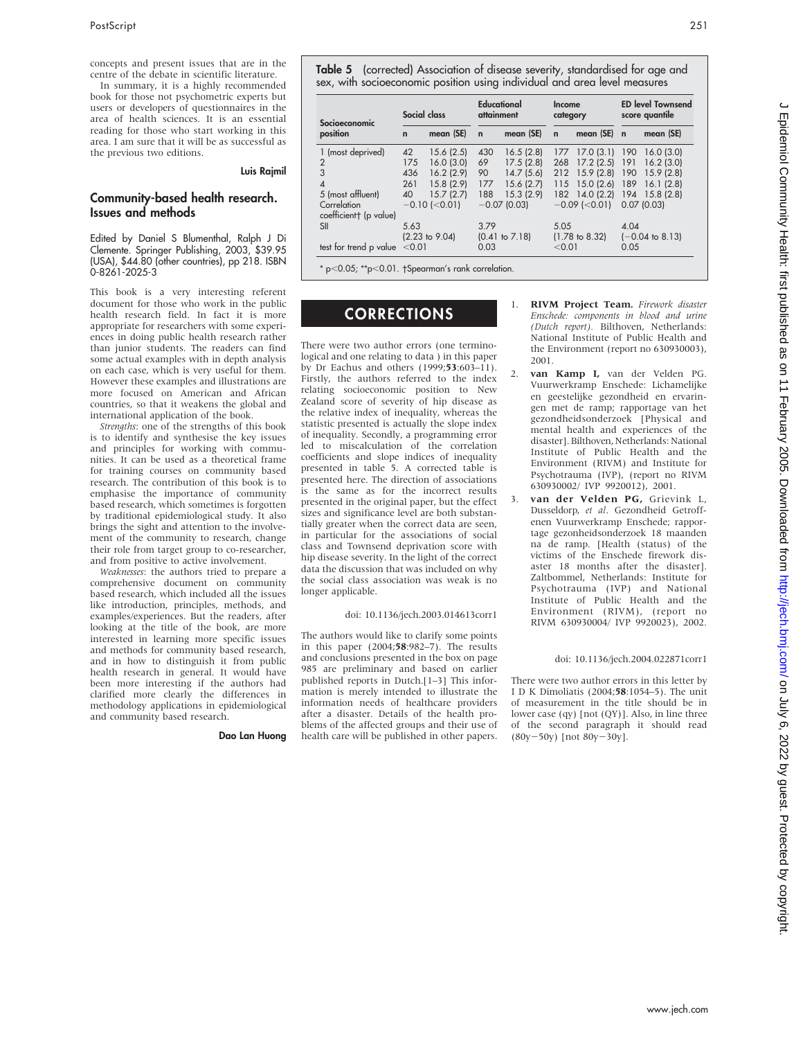concepts and present issues that are in the centre of the debate in scientific literature.

In summary, it is a highly recommended book for those not psychometric experts but users or developers of questionnaires in the area of health sciences. It is an essential reading for those who start working in this area. I am sure that it will be as successful as the previous two editions.

**Luis Rajmil**

## Community-based health research. Issues and methods

Edited by Daniel S Blumenthal, Ralph J Di Clemente. Springer Publishing, 2003, $39.95 (USA), $44.80 (other countries), pp 218. ISBN 0-8261-2025-3

This book is a very interesting referent document for those who work in the public health research field. In fact it is more appropriate for researchers with some experiences in doing public health research rather than junior students. The readers can find some actual examples with in depth analysis on each case, which is very useful for them. However these examples and illustrations are more focused on American and African countries, so that it weakens the global and international application of the book.

*Strengths*: one of the strengths of this book is to identify and synthesise the key issues and principles for working with communities. It can be used as a theoretical frame for training courses on community based research. The contribution of this book is to emphasise the importance of community based research, which sometimes is forgotten by traditional epidemiological study. It also brings the sight and attention to the involvement of the community to research, change their role from target group to co-researcher, and from positive to active involvement.

*Weaknesses*: the authors tried to prepare a comprehensive document on community based research, which included all the issues like introduction, principles, methods, and examples/experiences. But the readers, after looking at the title of the book, are more interested in learning more specific issues and methods for community based research, and in how to distinguish it from public health research in general. It would have been more interesting if the authors had clarified more clearly the differences in methodology applications in epidemiological and community based research.

**Dao Lan Huong**

**Table 5** (corrected) Association of disease severity, standardised for age and sex, with socioeconomic position using individual and area level measures

| Socioeconomic position | Social class | | Educational attainment | | Income category | | ED level Townsend score quantile | |
|---|---|---|---|---|---|---|---|---|
| | n | mean (SE) | n | mean (SE) | n | mean (SE) | n | mean (SE) |
| 1 (most deprived) | 42 | 15.6 (2.5) | 430 | 16.5 (2.8) | 177 | 17.0 (3.1) | 190 | 16.0 (3.0) |
| 2 | 175 | 16.0 (3.0) | 69 | 17.5 (2.8) | 268 | 17.2 (2.5) | 191 | 16.2 (3.0) |
| 3 | 436 | 16.2 (2.9) | 90 | 14.7 (5.6) | 212 | 15.9 (2.8) | 190 | 15.9 (2.8) |
| 4 | 261 | 15.8 (2.9) | 177 | 15.6 (2.7) | 115 | 15.0 (2.6) | 189 | 16.1 (2.8) |
| 5 (most affluent) | 40 | 15.7 (2.7) | 188 | 15.3 (2.9) | 182 | 14.0 (2.2) | 194 | 15.8 (2.8) |
| Correlation coefficient† (p value) | −0.10 (<0.01) | | −0.07 (0.03) | | −0.09 (<0.01) | | 0.07 (0.03) | |
| SII | 5.63 (2.23 to 9.04) | | 3.79 (0.41 to 7.18) | | 5.05 (1.78 to 8.32) | | 4.04 (−0.04 to 8.13) | |
| test for trend p value | <0.01 | | 0.03 | | <0.01 | | 0.05 | |

\* $p<0.05$; \*\*$p<0.01$. †Spearman's rank correlation.

# CORRECTIONS

There were two author errors (one terminological and one relating to data ) in this paper by Dr Eachus and others (1999;**53**:603–11). Firstly, the authors referred to the index relating socioeconomic position to New Zealand score of severity of hip disease as the relative index of inequality, whereas the statistic presented is actually the slope index of inequality. Secondly, a programming error led to miscalculation of the correlation coefficients and slope indices of inequality presented in table 5. A corrected table is presented here. The direction of associations is the same as for the incorrect results presented in the original paper, but the effect sizes and significance level are both substantially greater when the correct data are seen, in particular for the associations of social class and Townsend deprivation score with hip disease severity. In the light of the correct data the discussion that was included on why the social class association was weak is no longer applicable.

doi: 10.1136/jech.2003.014613corr1

The authors would like to clarify some points in this paper (2004;**58**:982–7). The results and conclusions presented in the box on page 985 are preliminary and based on earlier published reports in Dutch.[1–3] This information is merely intended to illustrate the information needs of healthcare providers after a disaster. Details of the health problems of the affected groups and their use of health care will be published in other papers.

1. **RIVM Project Team.** *Firework disaster Enschede: components in blood and urine (Dutch report).* Bilthoven, Netherlands: National Institute of Public Health and the Environment (report no 630930003), 2001.
2. **van Kamp I,** van der Velden PG. Vuurwerkramp Enschede: Lichamelijke en geestelijke gezondheid en ervaringen met de ramp; rapportage van het gezondheidsonderzoek [Physical and mental health and experiences of the disaster]. Bilthoven, Netherlands: National Institute of Public Health and the Environment (RIVM) and Institute for Psychotrauma (IVP), (report no RIVM 630930002/ IVP 9920012), 2001.
3. **van der Velden PG,** Grievink L, Dusseldorp, *et al*. Gezondheid Getroffenen Vuurwerkramp Enschede; rapportage gezonheidsonderzoek 18 maanden na de ramp. [Health (status) of the victims of the Enschede firework disaster 18 months after the disaster]. Zaltbommel, Netherlands: Institute for Psychotrauma (IVP) and National Institute of Public Health and the Environment (RIVM), (report no RIVM 630930004/ IVP 9920023), 2002.

doi: 10.1136/jech.2004.022871corr1

There were two author errors in this letter by I D K Dimoliatis (2004;**58**:1054–5). The unit of measurement in the title should be in lower case (qy) [not (QY)]. Also, in line three of the second paragraph it should read (80y−50y) [not 80y−30y].